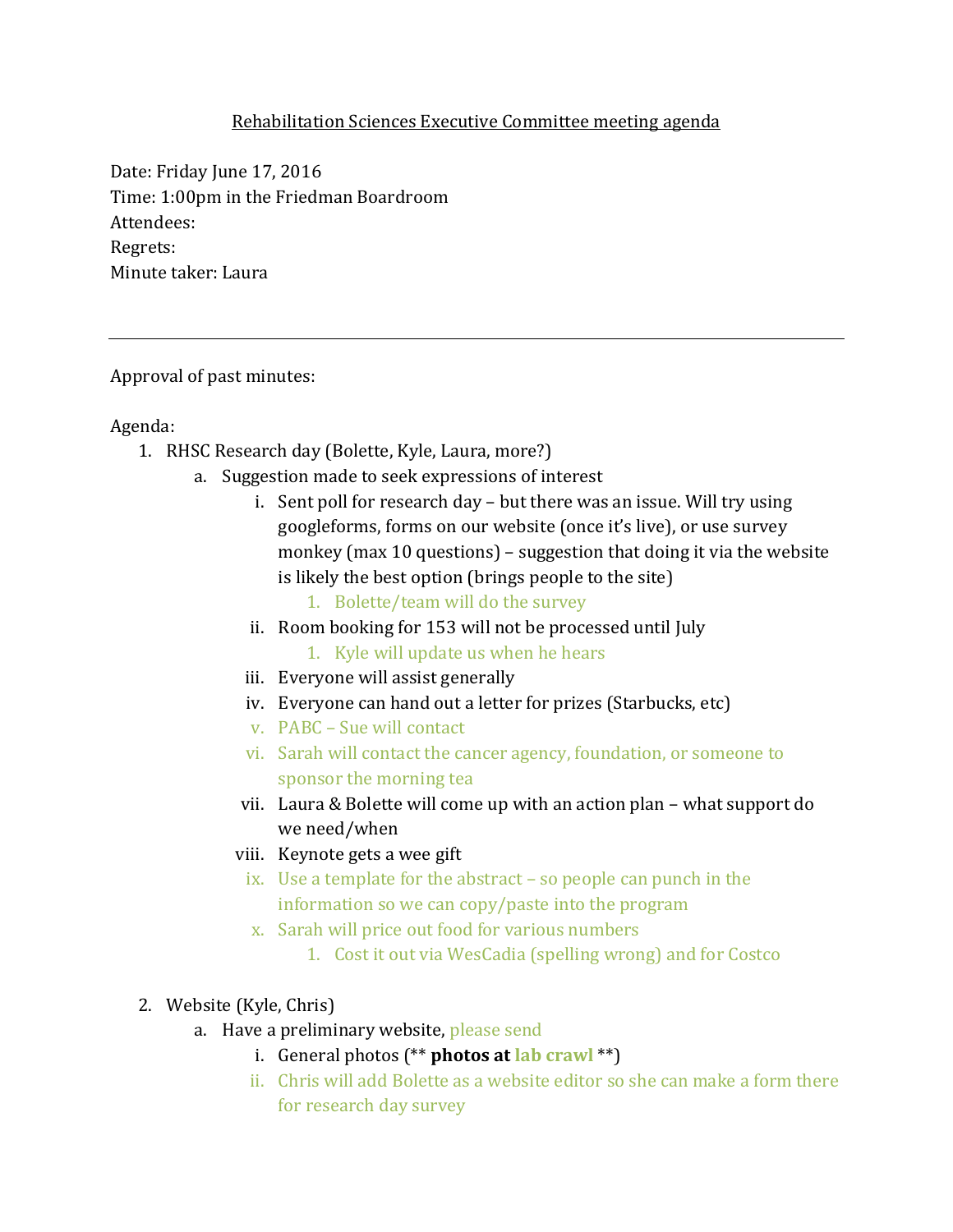Rehabilitation Sciences Executive Committee meeting agenda

Date: Friday June 17, 2016
Time: 1:00pm in the Friedman Boardroom
Attendees:
Regrets:
Minute taker: Laura

---

Approval of past minutes:

Agenda:

1. RHSC Research day (Bolette, Kyle, Laura, more?)
   a. Suggestion made to seek expressions of interest
      i. Sent poll for research day – but there was an issue. Will try using googleforms, forms on our website (once it's live), or use survey monkey (max 10 questions) – suggestion that doing it via the website is likely the best option (brings people to the site)
         1. Bolette/team will do the survey
      ii. Room booking for 153 will not be processed until July
         1. Kyle will update us when he hears
      iii. Everyone will assist generally
      iv. Everyone can hand out a letter for prizes (Starbucks, etc)
      v. PABC – Sue will contact
      vi. Sarah will contact the cancer agency, foundation, or someone to sponsor the morning tea
      vii. Laura & Bolette will come up with an action plan – what support do we need/when
      viii. Keynote gets a wee gift
      ix. Use a template for the abstract – so people can punch in the information so we can copy/paste into the program
      x. Sarah will price out food for various numbers
         1. Cost it out via WesCadia (spelling wrong) and for Costco

2. Website (Kyle, Chris)
   a. Have a preliminary website, please send
      i. General photos (** **photos at lab crawl** **)
      ii. Chris will add Bolette as a website editor so she can make a form there for research day survey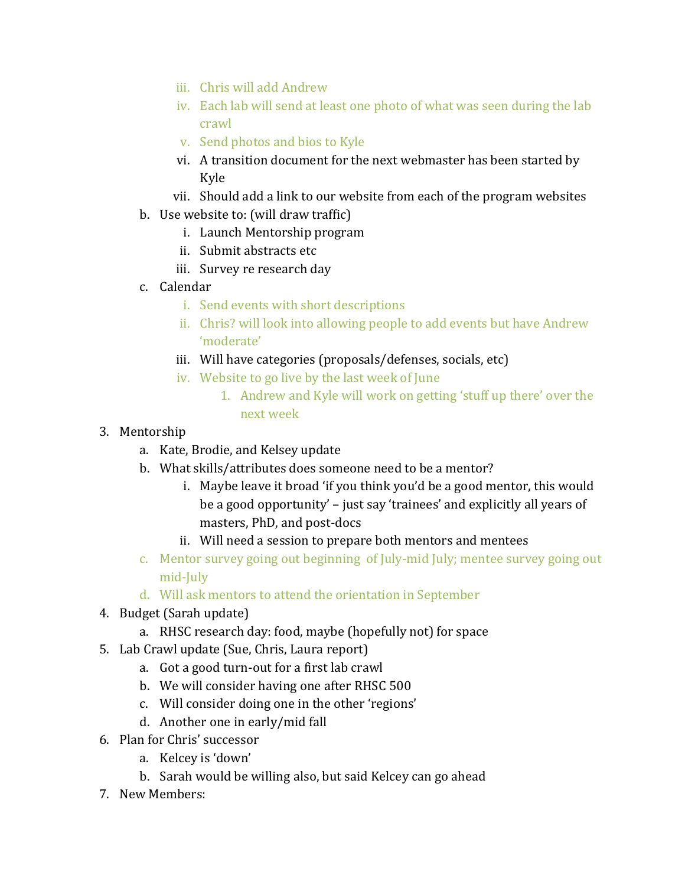iii. Chris will add Andrew
   iv. Each lab will send at least one photo of what was seen during the lab crawl
   v. Send photos and bios to Kyle
   vi. A transition document for the next webmaster has been started by Kyle
   vii. Should add a link to our website from each of the program websites

b. Use website to: (will draw traffic)
   i. Launch Mentorship program
   ii. Submit abstracts etc
   iii. Survey re research day

c. Calendar
   i. Send events with short descriptions
   ii. Chris? will look into allowing people to add events but have Andrew 'moderate'
   iii. Will have categories (proposals/defenses, socials, etc)
   iv. Website to go live by the last week of June
      1. Andrew and Kyle will work on getting 'stuff up there' over the next week

3. Mentorship
   a. Kate, Brodie, and Kelsey update
   b. What skills/attributes does someone need to be a mentor?
      i. Maybe leave it broad 'if you think you'd be a good mentor, this would be a good opportunity' – just say 'trainees' and explicitly all years of masters, PhD, and post-docs
      ii. Will need a session to prepare both mentors and mentees
   c. Mentor survey going out beginning of July-mid July; mentee survey going out mid-July
   d. Will ask mentors to attend the orientation in September

4. Budget (Sarah update)
   a. RHSC research day: food, maybe (hopefully not) for space

5. Lab Crawl update (Sue, Chris, Laura report)
   a. Got a good turn-out for a first lab crawl
   b. We will consider having one after RHSC 500
   c. Will consider doing one in the other 'regions'
   d. Another one in early/mid fall

6. Plan for Chris' successor
   a. Kelcey is 'down'
   b. Sarah would be willing also, but said Kelcey can go ahead

7. New Members: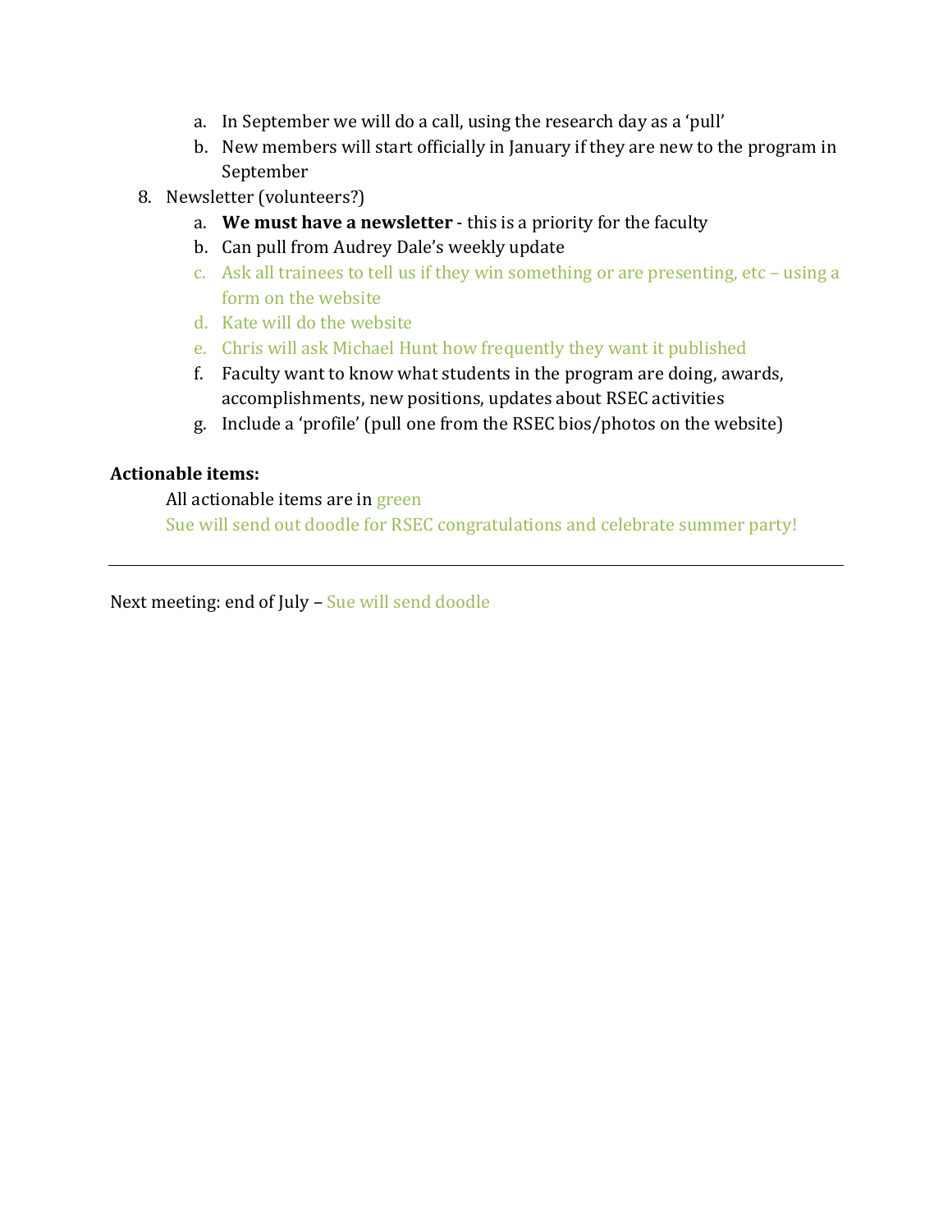a. In September we will do a call, using the research day as a 'pull'
   b. New members will start officially in January if they are new to the program in September

8. Newsletter (volunteers?)
   a. **We must have a newsletter** - this is a priority for the faculty
   b. Can pull from Audrey Dale's weekly update
   c. Ask all trainees to tell us if they win something or are presenting, etc – using a form on the website
   d. Kate will do the website
   e. Chris will ask Michael Hunt how frequently they want it published
   f. Faculty want to know what students in the program are doing, awards, accomplishments, new positions, updates about RSEC activities
   g. Include a 'profile' (pull one from the RSEC bios/photos on the website)

**Actionable items:**

All actionable items are in green

Sue will send out doodle for RSEC congratulations and celebrate summer party!

---

Next meeting: end of July – Sue will send doodle